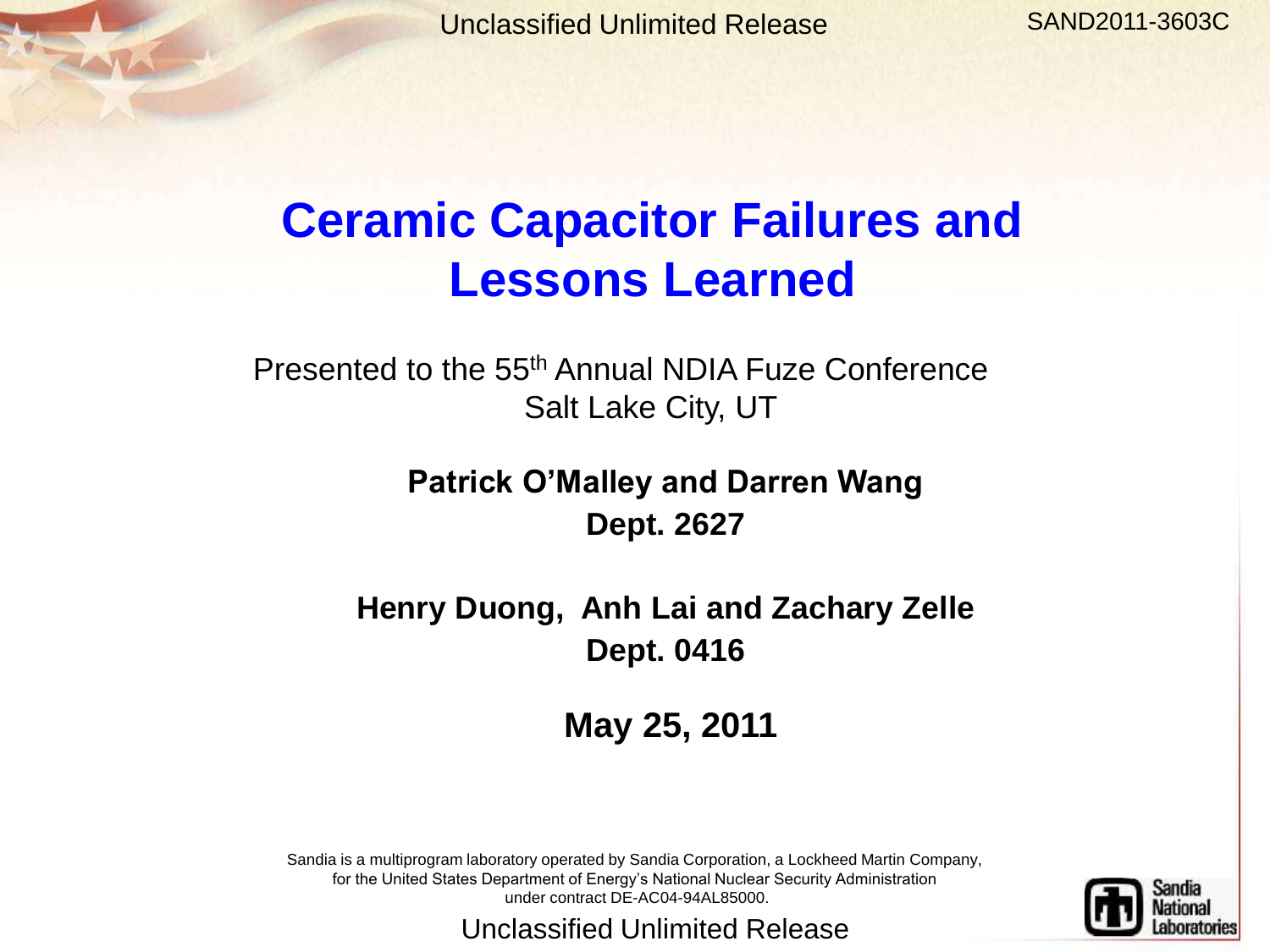Unclassified Unlimited Release

SAND2011-3603C

# Ceramic Capacitor Failures and Lessons Learned

Presented to the 55th Annual NDIA Fuze Conference
Salt Lake City, UT

**Patrick O'Malley and Darren Wang**
**Dept. 2627**

**Henry Duong, Anh Lai and Zachary Zelle**
**Dept. 0416**

**May 25, 2011**

Sandia is a multiprogram laboratory operated by Sandia Corporation, a Lockheed Martin Company, for the United States Department of Energy's National Nuclear Security Administration under contract DE-AC04-94AL85000.

Unclassified Unlimited Release

Sandia National Laboratories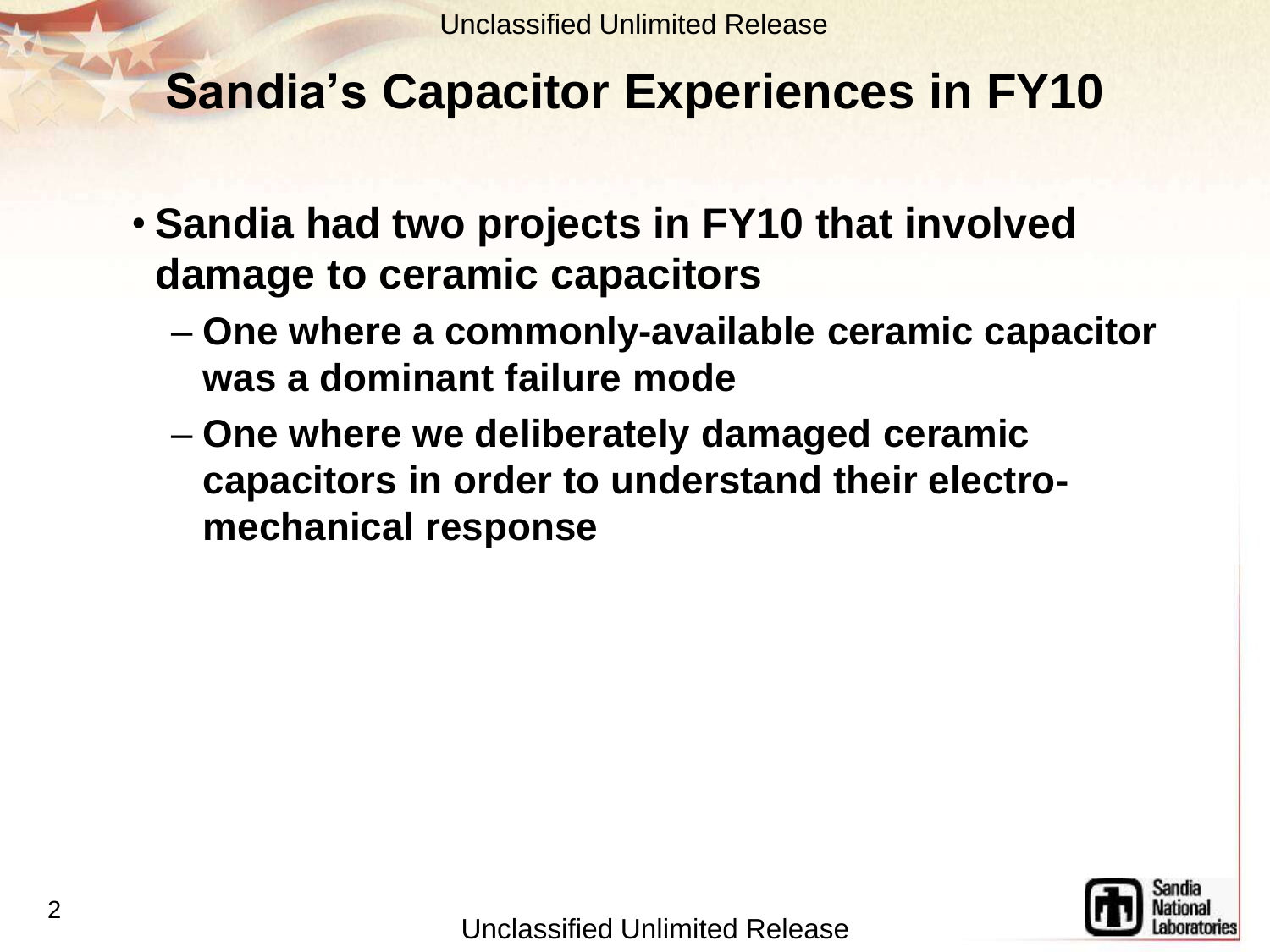# Sandia's Capacitor Experiences in FY10

- Sandia had two projects in FY10 that involved damage to ceramic capacitors
  - One where a commonly-available ceramic capacitor was a dominant failure mode
  - One where we deliberately damaged ceramic capacitors in order to understand their electro-mechanical response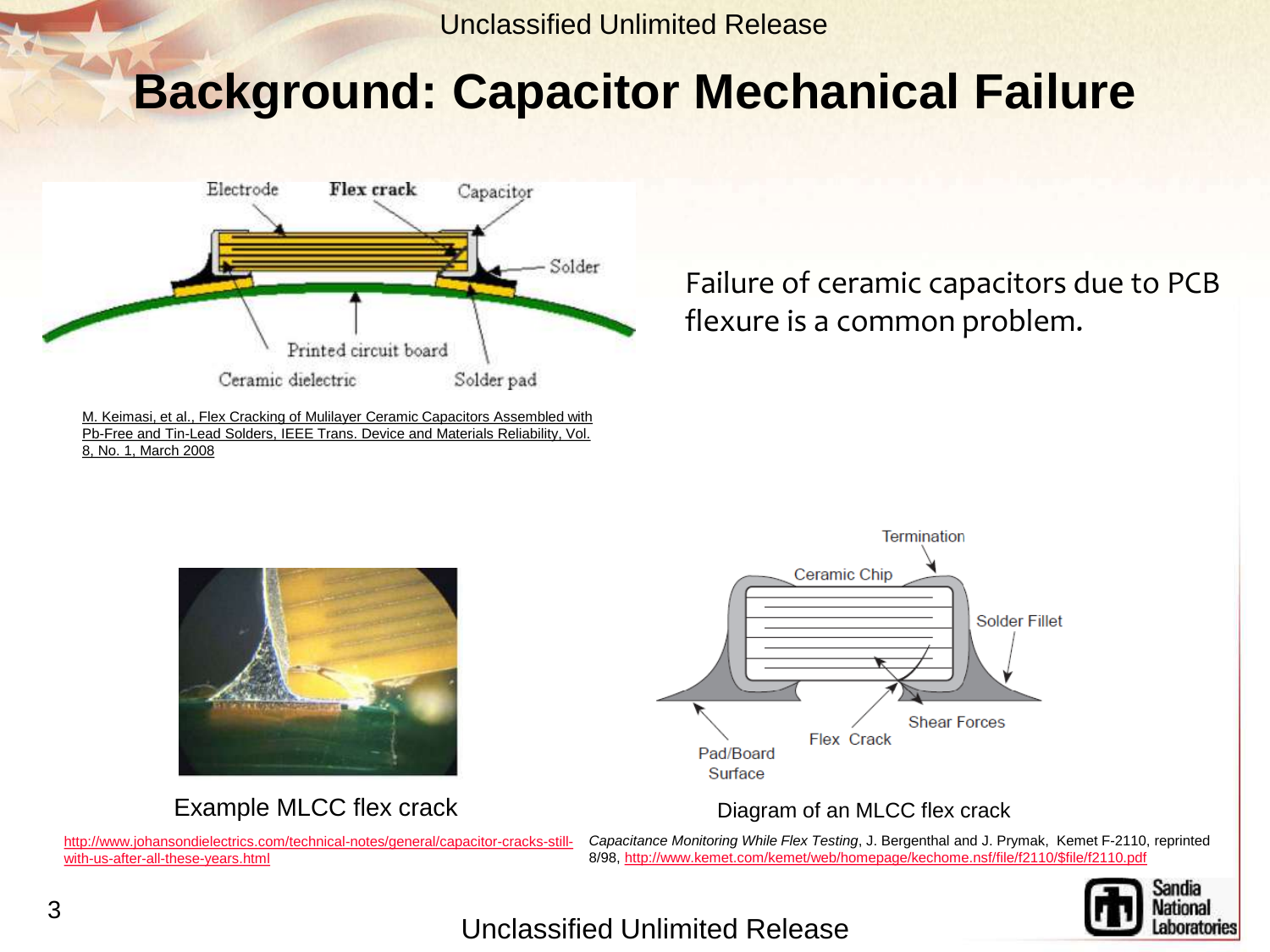# Background: Capacitor Mechanical Failure

M. Keimasi, et al., Flex Cracking of Mulilayer Ceramic Capacitors Assembled with Pb-Free and Tin-Lead Solders, IEEE Trans. Device and Materials Reliability, Vol. 8, No. 1, March 2008

Failure of ceramic capacitors due to PCB flexure is a common problem.

Example MLCC flex crack

http://www.johansondielectrics.com/technical-notes/general/capacitor-cracks-still-with-us-after-all-these-years.html

Diagram of an MLCC flex crack

*Capacitance Monitoring While Flex Testing*, J. Bergenthal and J. Prymak, Kemet F-2110, reprinted 8/98, http://www.kemet.com/kemet/web/homepage/kechome.nsf/file/f2110/$file/f2110.pdf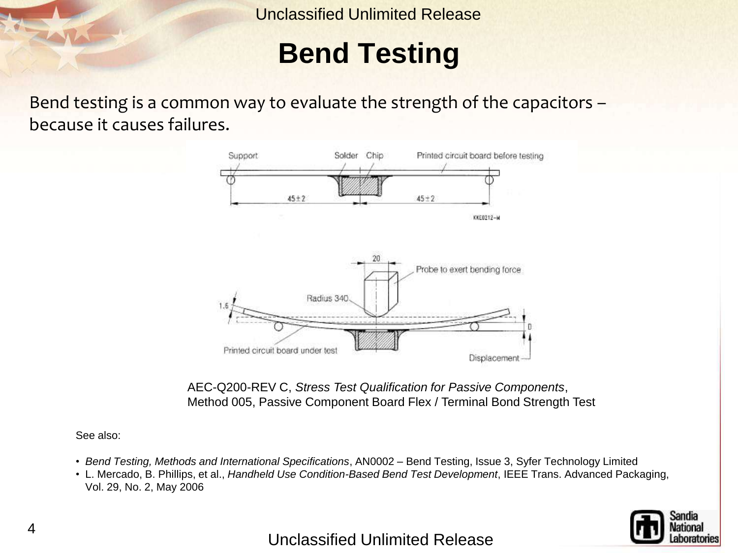# Bend Testing

Bend testing is a common way to evaluate the strength of the capacitors – because it causes failures.

AEC-Q200-REV C, *Stress Test Qualification for Passive Components*, Method 005, Passive Component Board Flex / Terminal Bond Strength Test

See also:

- *Bend Testing, Methods and International Specifications*, AN0002 – Bend Testing, Issue 3, Syfer Technology Limited
- L. Mercado, B. Phillips, et al., *Handheld Use Condition-Based Bend Test Development*, IEEE Trans. Advanced Packaging, Vol. 29, No. 2, May 2006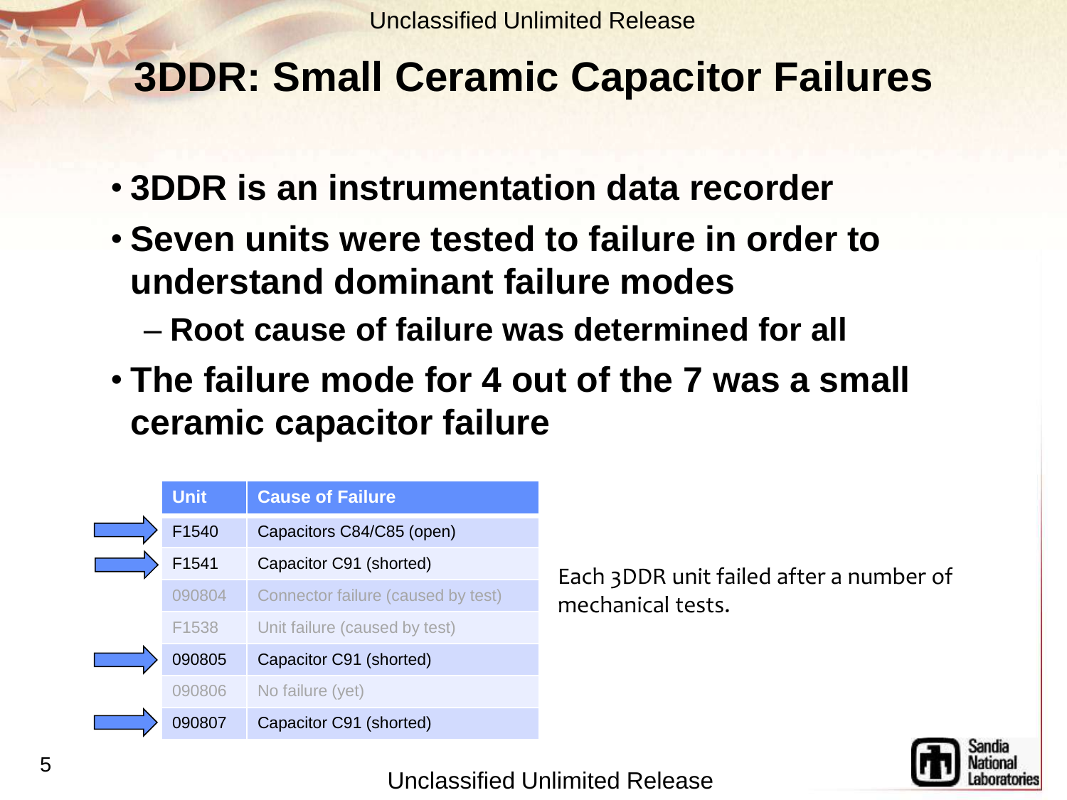# 3DDR: Small Ceramic Capacitor Failures

- **3DDR is an instrumentation data recorder**
- **Seven units were tested to failure in order to understand dominant failure modes**
  - **Root cause of failure was determined for all**
- **The failure mode for 4 out of the 7 was a small ceramic capacitor failure**

| Unit | Cause of Failure |
|---|---|
| F1540 | Capacitors C84/C85 (open) |
| F1541 | Capacitor C91 (shorted) |
| 090804 | Connector failure (caused by test) |
| F1538 | Unit failure (caused by test) |
| 090805 | Capacitor C91 (shorted) |
| 090806 | No failure (yet) |
| 090807 | Capacitor C91 (shorted) |

Each 3DDR unit failed after a number of mechanical tests.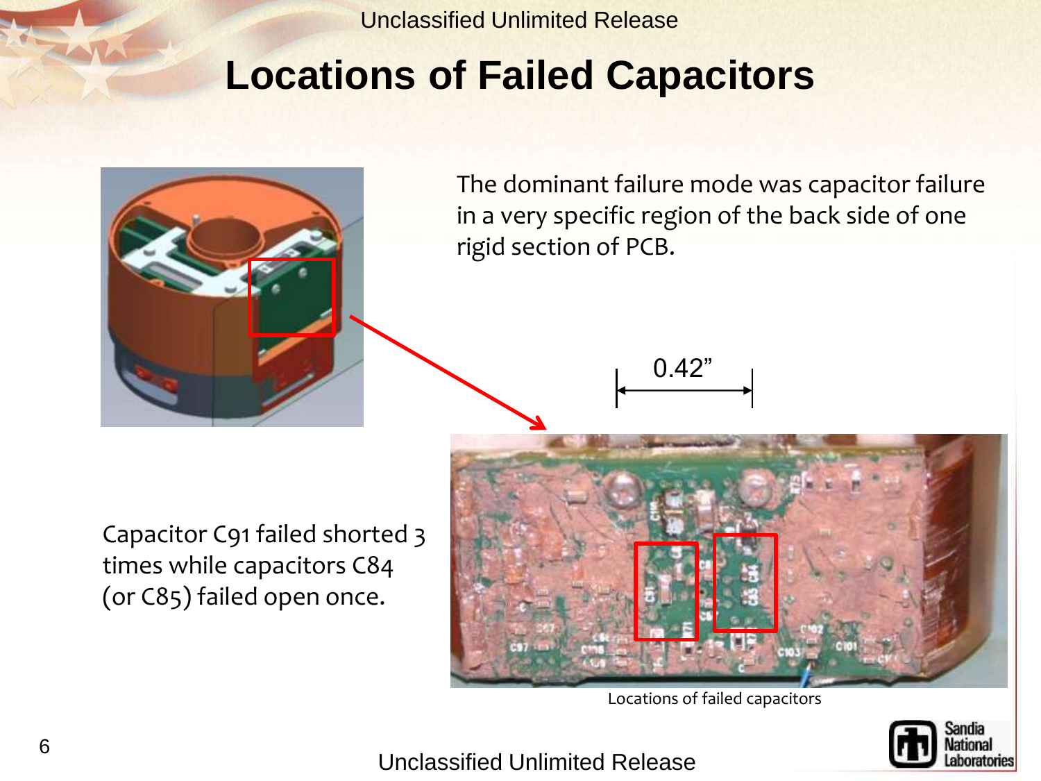# Locations of Failed Capacitors

The dominant failure mode was capacitor failure in a very specific region of the back side of one rigid section of PCB.

Capacitor C91 failed shorted 3 times while capacitors C84 (or C85) failed open once.

0.42”

Locations of failed capacitors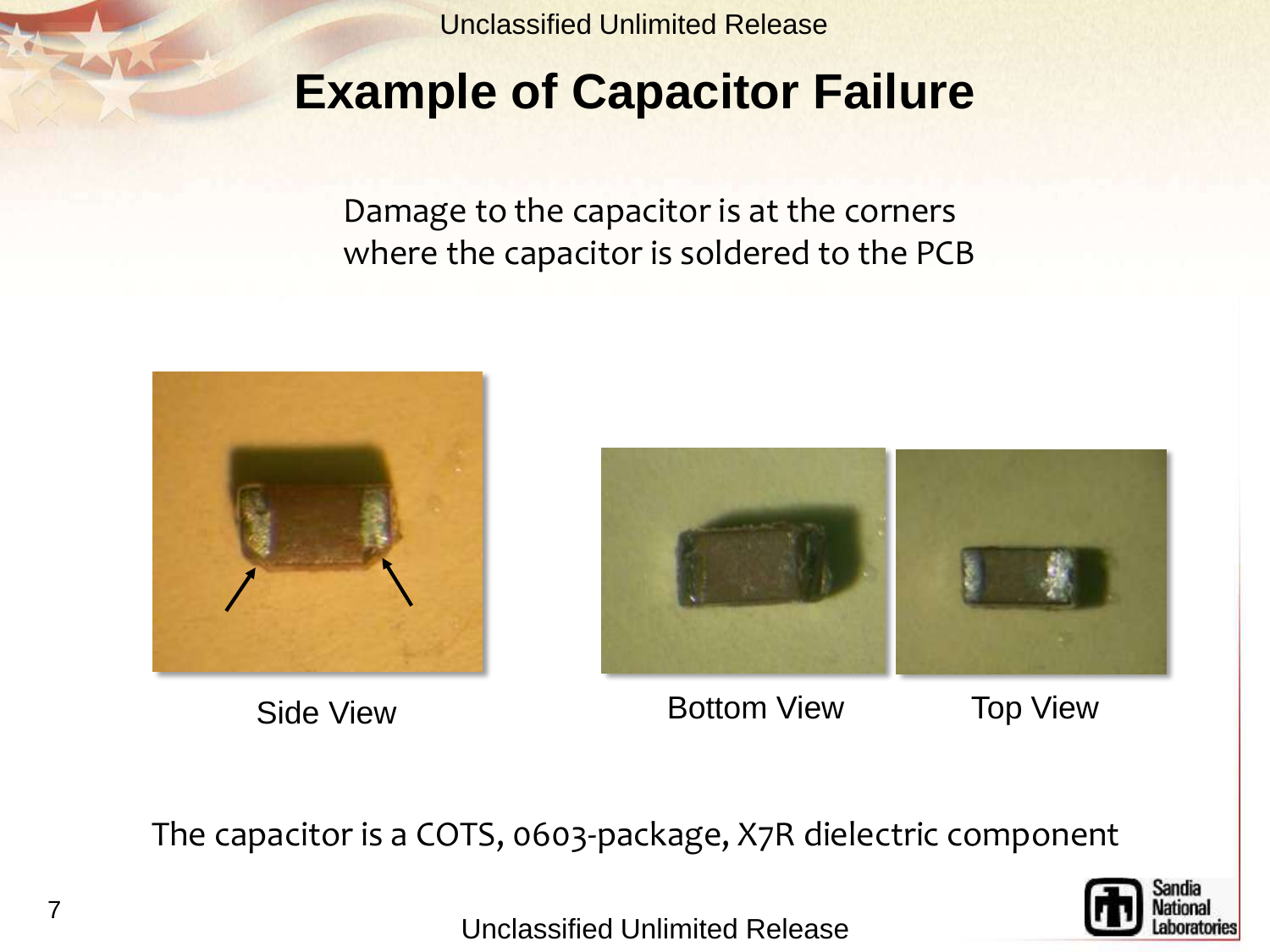# Example of Capacitor Failure

Damage to the capacitor is at the corners where the capacitor is soldered to the PCB

Side View

Bottom View

Top View

The capacitor is a COTS, 0603-package, X7R dielectric component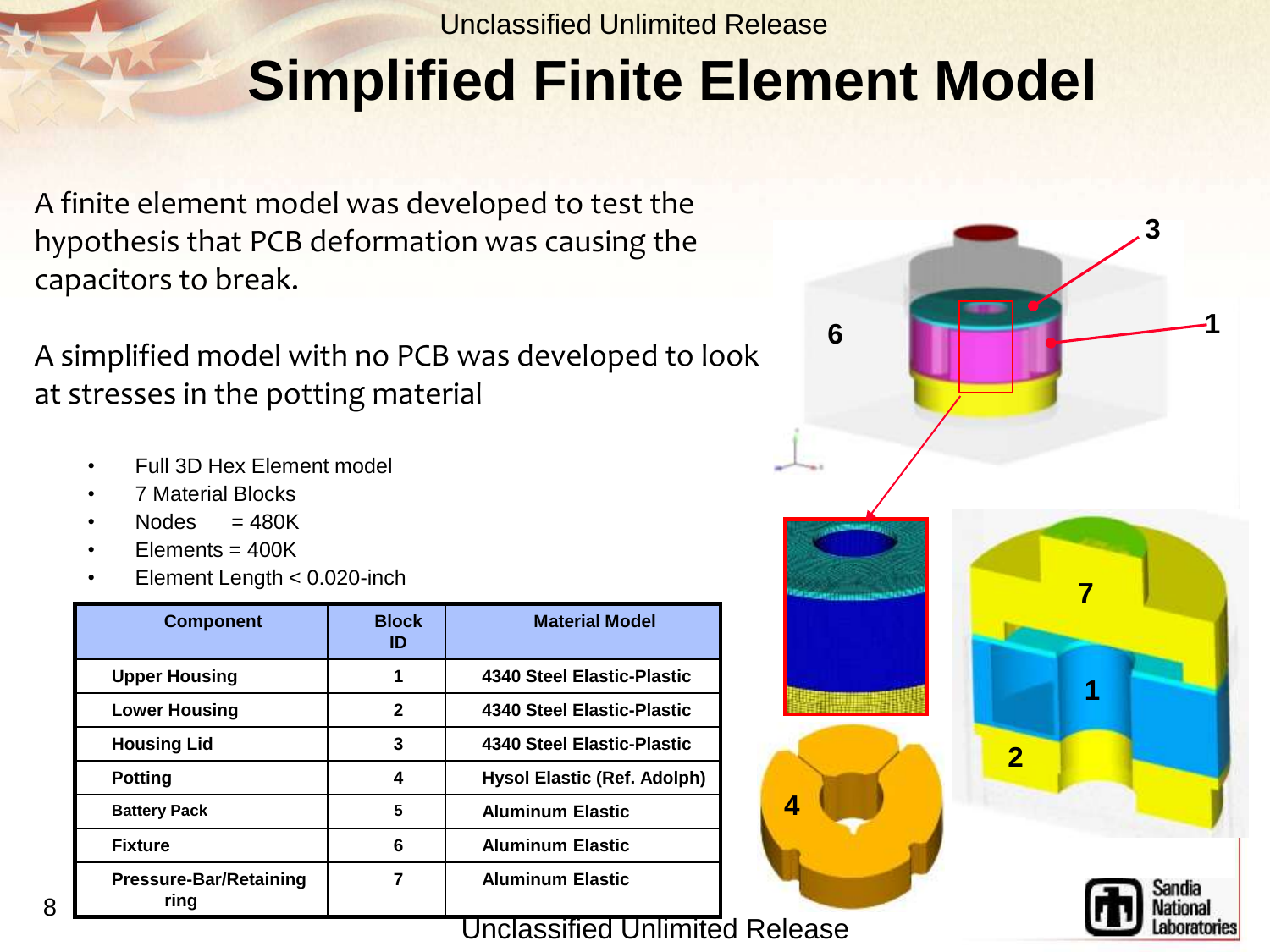# Simplified Finite Element Model

A finite element model was developed to test the hypothesis that PCB deformation was causing the capacitors to break.

A simplified model with no PCB was developed to look at stresses in the potting material

- Full 3D Hex Element model
- 7 Material Blocks
- Nodes = 480K
- Elements = 400K
- Element Length < 0.020-inch

| Component | Block ID | Material Model |
|---|---|---|
| Upper Housing | 1 | 4340 Steel Elastic-Plastic |
| Lower Housing | 2 | 4340 Steel Elastic-Plastic |
| Housing Lid | 3 | 4340 Steel Elastic-Plastic |
| Potting | 4 | Hysol Elastic (Ref. Adolph) |
| Battery Pack | 5 | Aluminum Elastic |
| Fixture | 6 | Aluminum Elastic |
| Pressure-Bar/Retaining ring | 7 | Aluminum Elastic |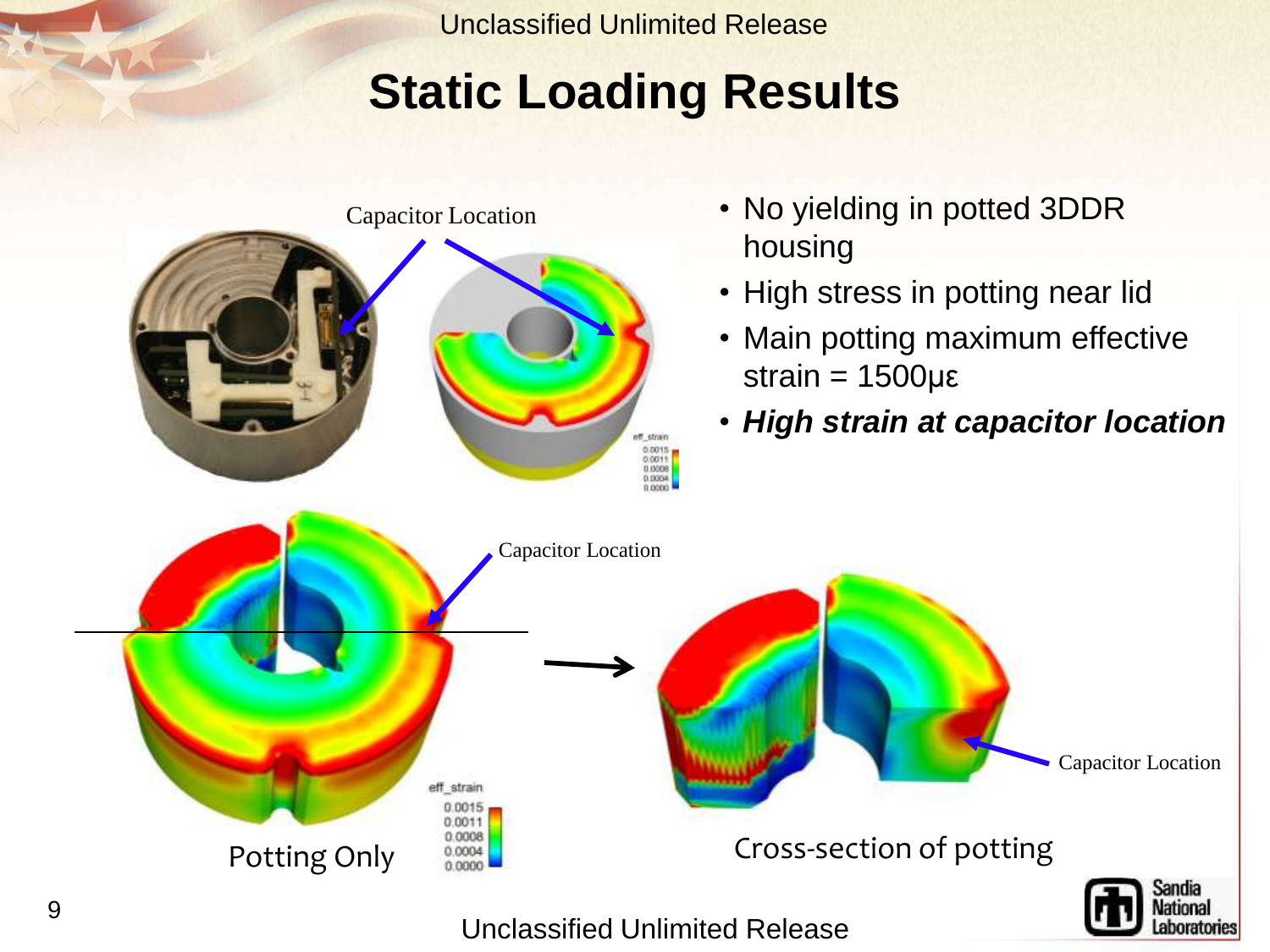# Static Loading Results

Capacitor Location

- No yielding in potted 3DDR housing
- High stress in potting near lid
- Main potting maximum effective strain = 1500με
- ***High strain at capacitor location***

Capacitor Location

Potting Only

Cross-section of potting

Capacitor Location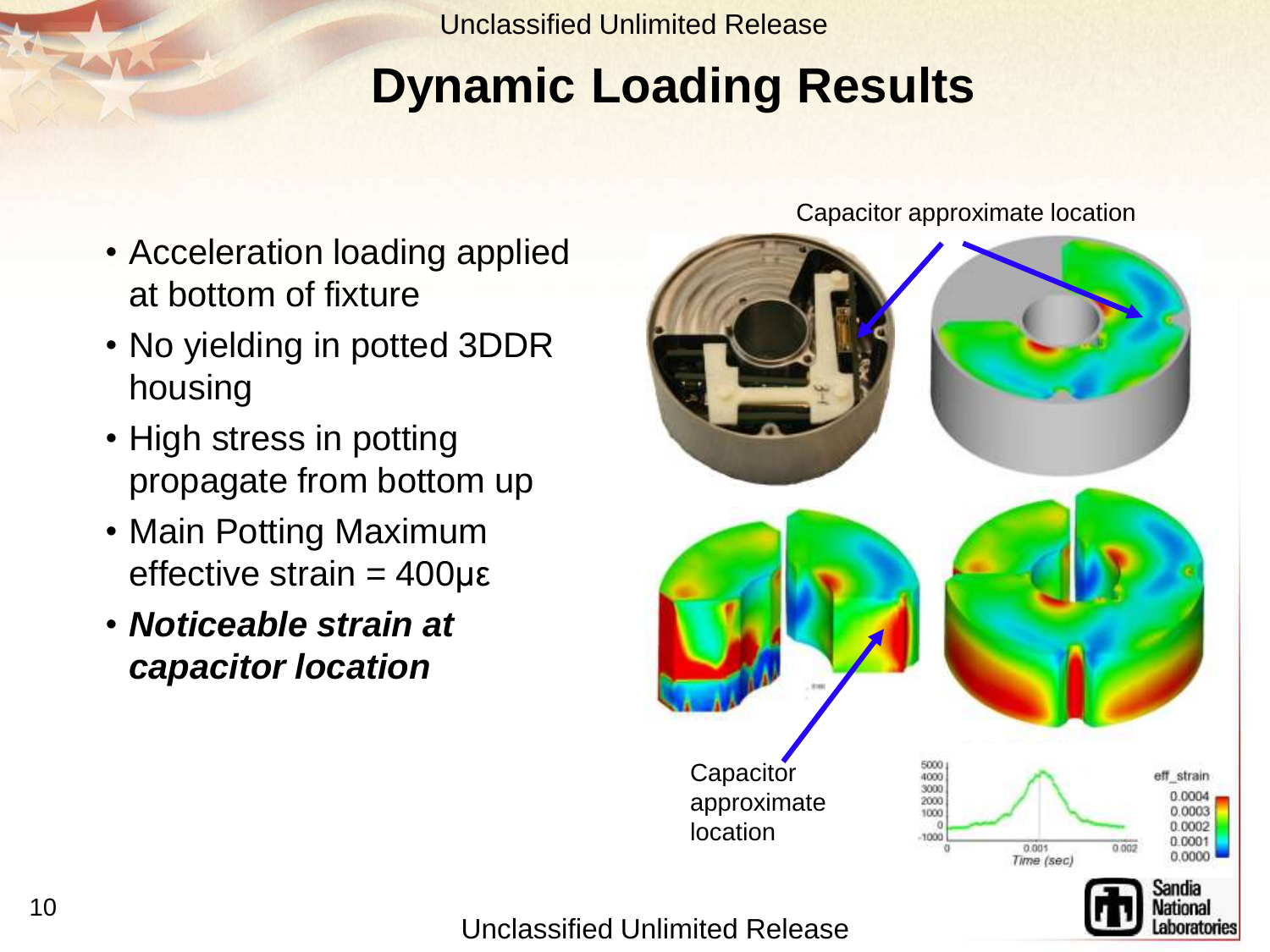# Dynamic Loading Results

- Acceleration loading applied at bottom of fixture
- No yielding in potted 3DDR housing
- High stress in potting propagate from bottom up
- Main Potting Maximum effective strain = 400με
- ***Noticeable strain at capacitor location***

Capacitor approximate location

Capacitor approximate location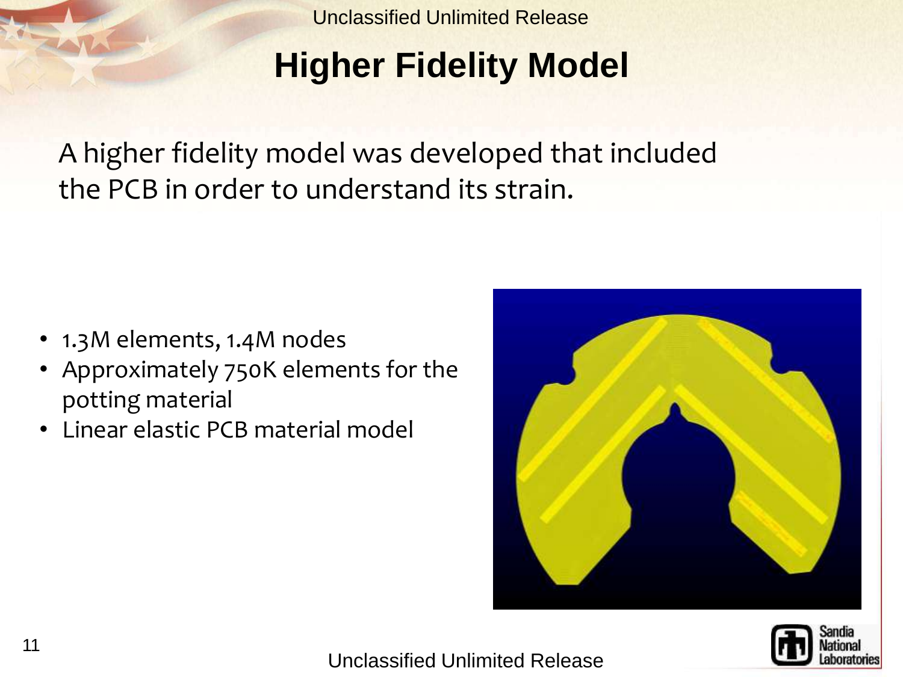# Higher Fidelity Model

A higher fidelity model was developed that included the PCB in order to understand its strain.

- 1.3M elements, 1.4M nodes
- Approximately 750K elements for the potting material
- Linear elastic PCB material model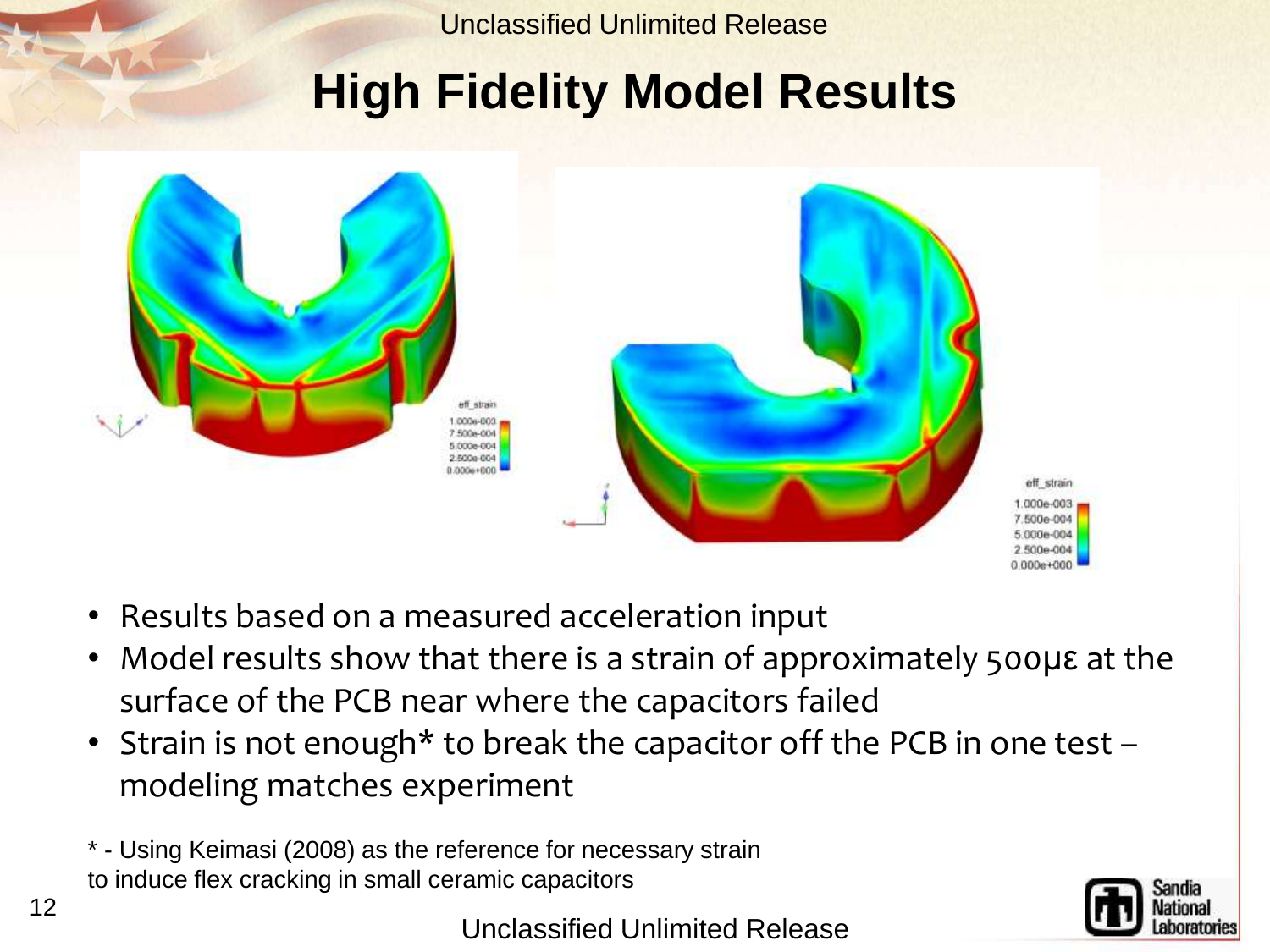# High Fidelity Model Results

- Results based on a measured acceleration input
- Model results show that there is a strain of approximately 500$\mu\varepsilon$ at the surface of the PCB near where the capacitors failed
- Strain is not enough* to break the capacitor off the PCB in one test – modeling matches experiment

* - Using Keimasi (2008) as the reference for necessary strain to induce flex cracking in small ceramic capacitors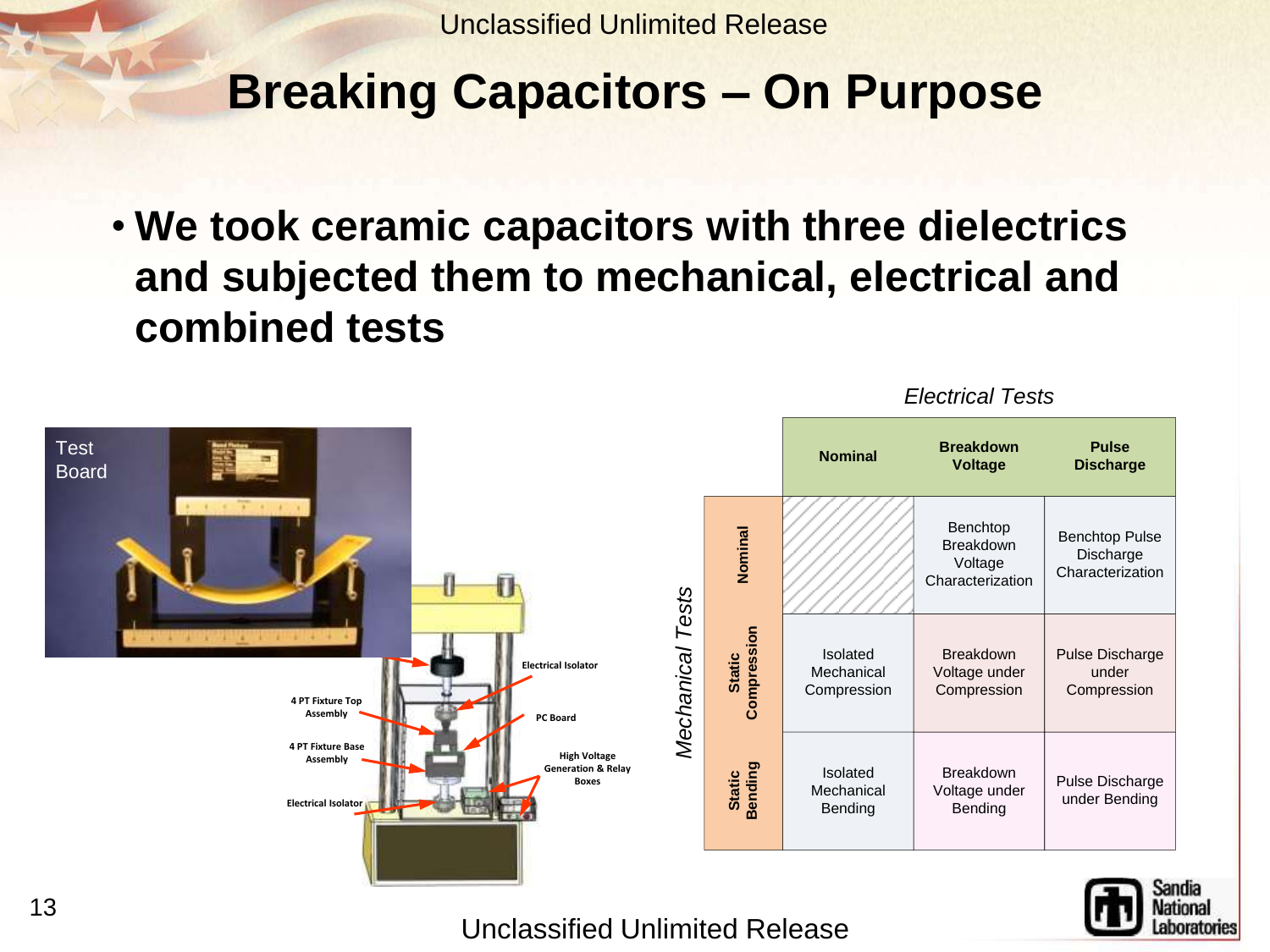# Breaking Capacitors – On Purpose

- **We took ceramic capacitors with three dielectrics and subjected them to mechanical, electrical and combined tests**

Test Board

Electrical Isolator

4 PT Fixture Top Assembly

PC Board

4 PT Fixture Base Assembly

High Voltage Generation & Relay Boxes

Electrical Isolator

*Electrical Tests* / *Mechanical Tests*

| Mechanical Tests \ Electrical Tests | **Nominal** | **Breakdown Voltage** | **Pulse Discharge** |
|---|---|---|---|
| **Nominal** | | Benchtop Breakdown Voltage Characterization | Benchtop Pulse Discharge Characterization |
| **Static Compression** | Isolated Mechanical Compression | Breakdown Voltage under Compression | Pulse Discharge under Compression |
| **Static Bending** | Isolated Mechanical Bending | Breakdown Voltage under Bending | Pulse Discharge under Bending |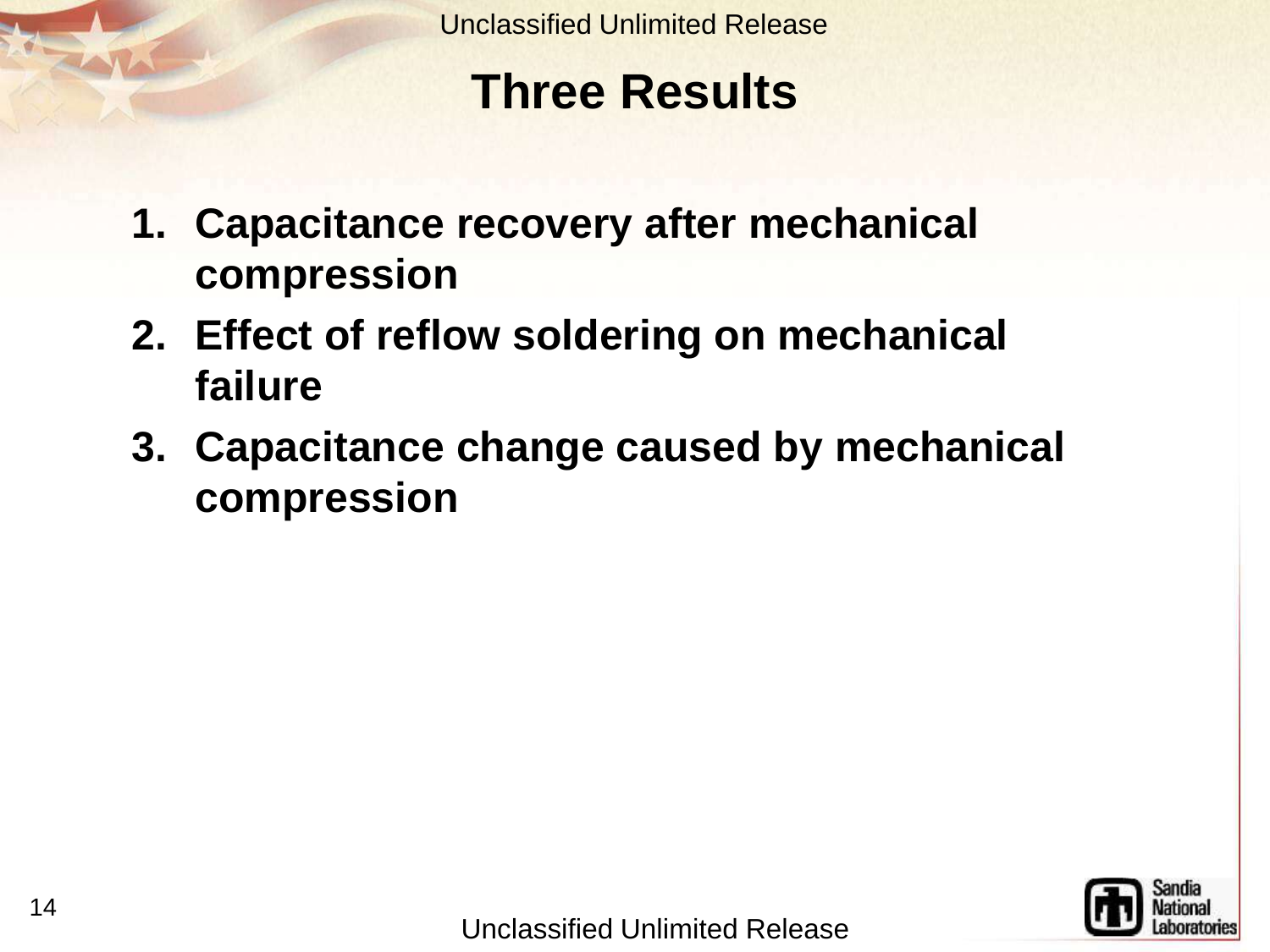# Three Results

1. **Capacitance recovery after mechanical compression**
2. **Effect of reflow soldering on mechanical failure**
3. **Capacitance change caused by mechanical compression**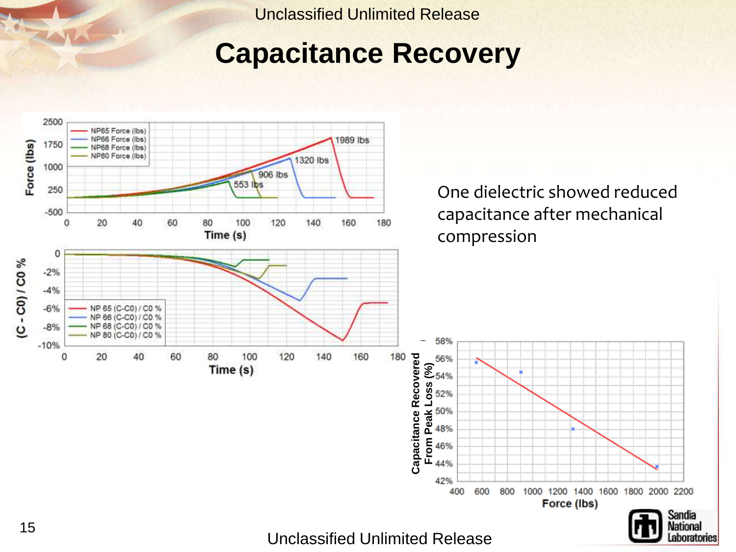# Capacitance Recovery

One dielectric showed reduced capacitance after mechanical compression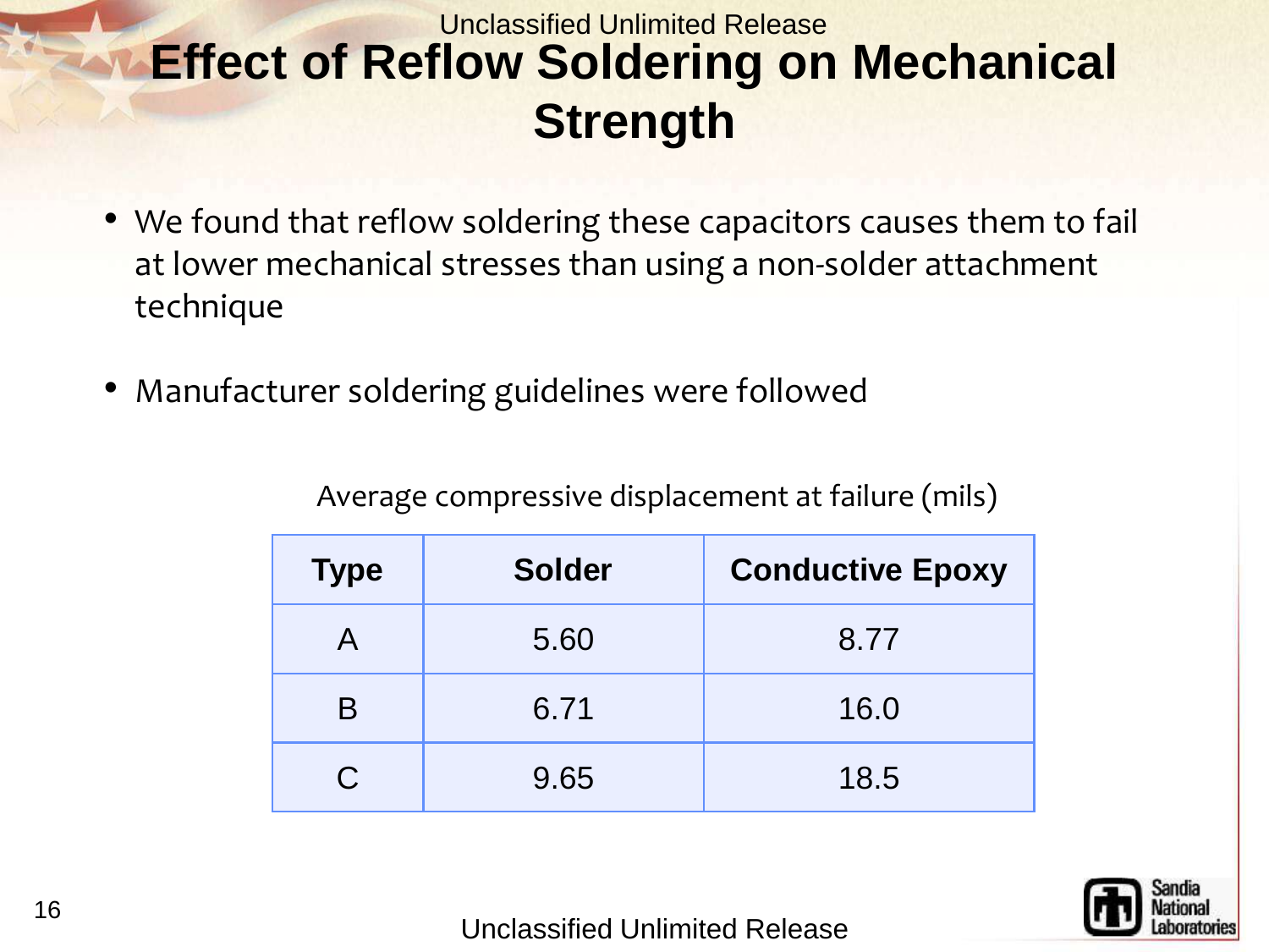# Effect of Reflow Soldering on Mechanical Strength

- We found that reflow soldering these capacitors causes them to fail at lower mechanical stresses than using a non-solder attachment technique
- Manufacturer soldering guidelines were followed

Average compressive displacement at failure (mils)

| Type | Solder | Conductive Epoxy |
|---|---|---|
| A | 5.60 | 8.77 |
| B | 6.71 | 16.0 |
| C | 9.65 | 18.5 |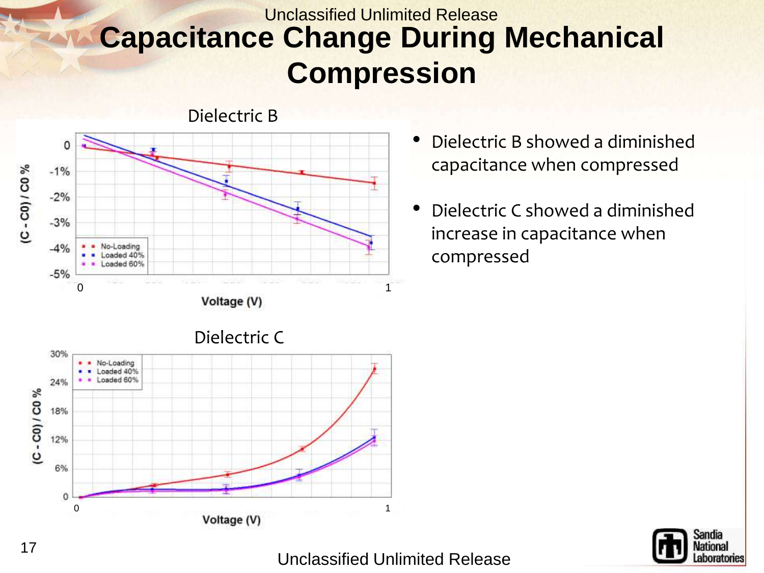# Capacitance Change During Mechanical Compression

Dielectric B

Dielectric C

- Dielectric B showed a diminished capacitance when compressed
- Dielectric C showed a diminished increase in capacitance when compressed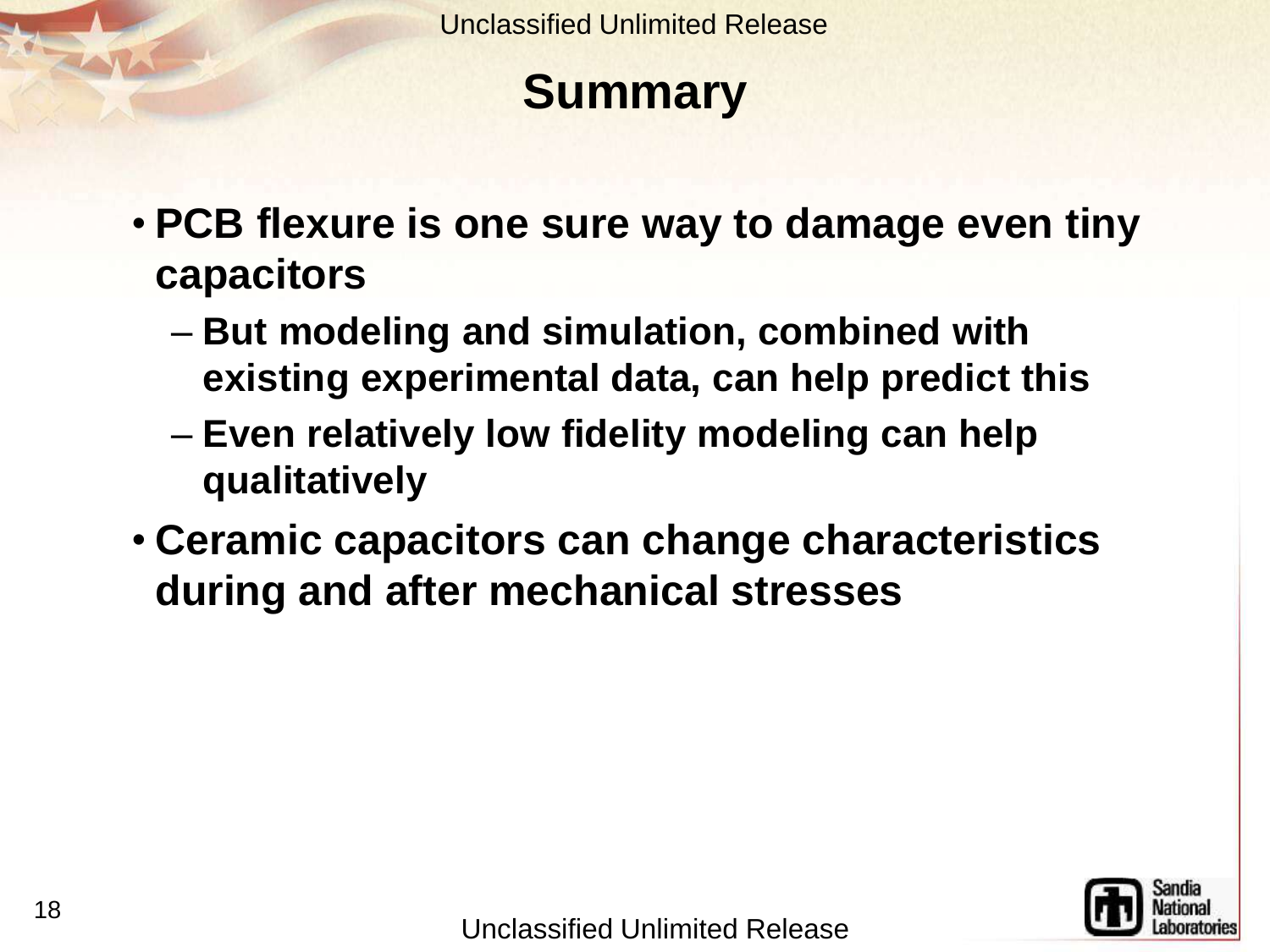# Summary

- **PCB flexure is one sure way to damage even tiny capacitors**
  - **But modeling and simulation, combined with existing experimental data, can help predict this**
  - **Even relatively low fidelity modeling can help qualitatively**
- **Ceramic capacitors can change characteristics during and after mechanical stresses**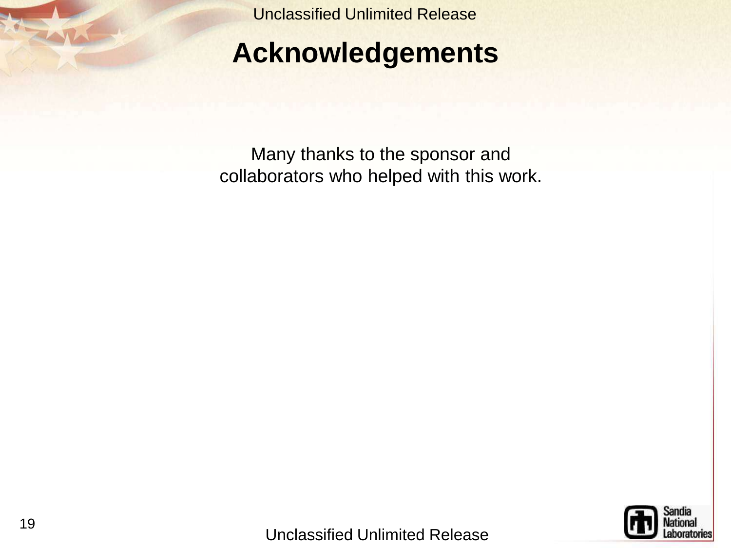# Acknowledgements

Many thanks to the sponsor and collaborators who helped with this work.